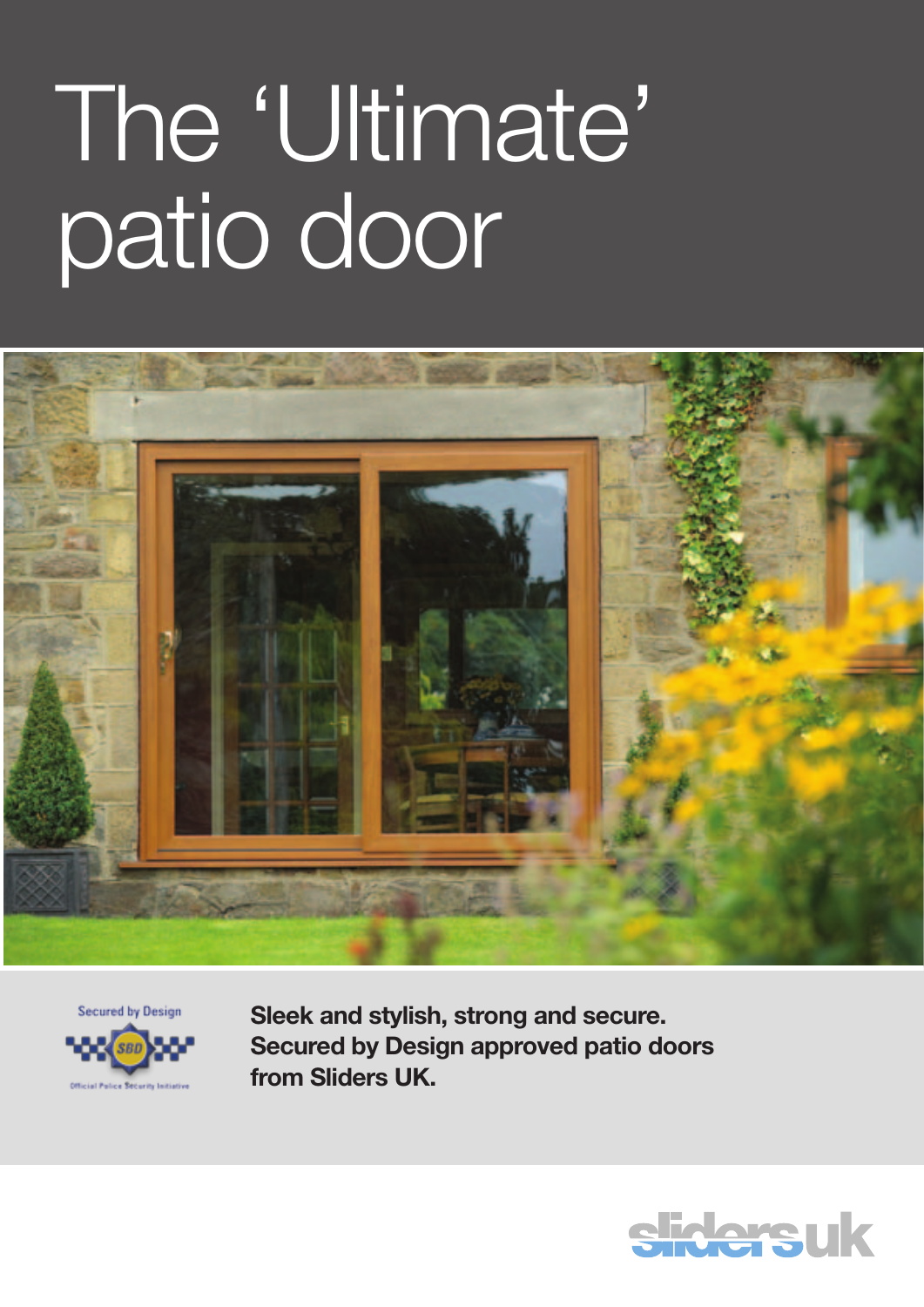# The 'Ultimate' patio door

Secured by Design

SBD

Official Police Security Initiative

**Sleek and stylish, strong and secure. Secured by Design approved patio doors from Sliders UK.**

slidersuk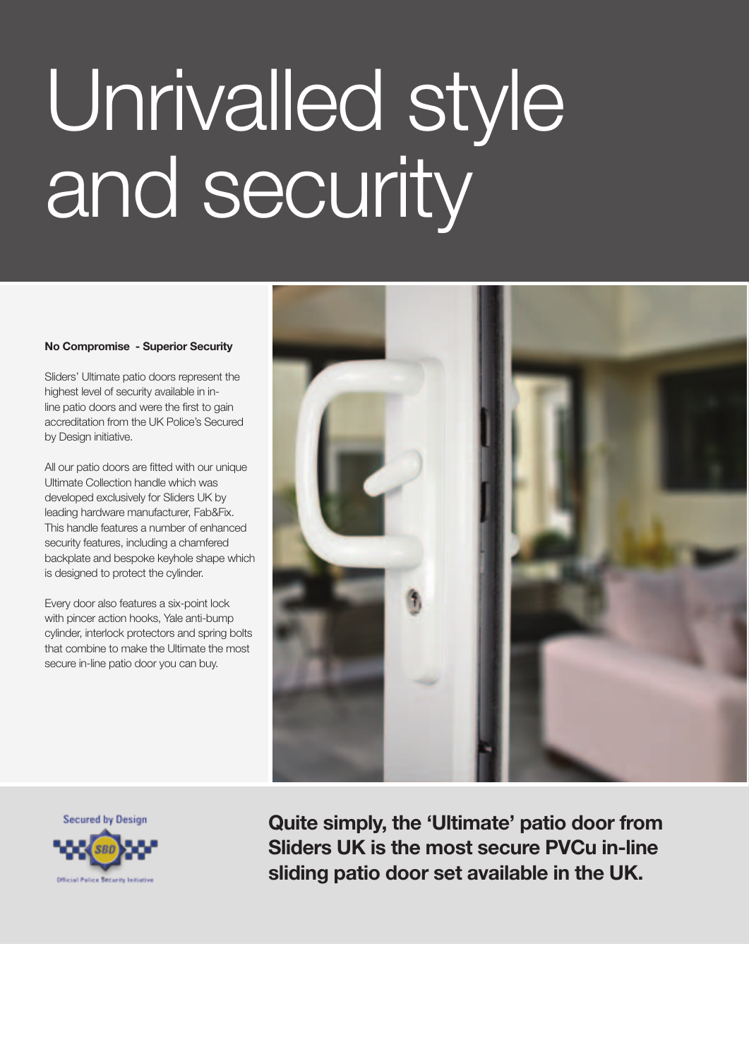# Unrivalled style and security

**No Compromise - Superior Security**

Sliders' Ultimate patio doors represent the highest level of security available in in-line patio doors and were the first to gain accreditation from the UK Police's Secured by Design initiative.

All our patio doors are fitted with our unique Ultimate Collection handle which was developed exclusively for Sliders UK by leading hardware manufacturer, Fab&Fix. This handle features a number of enhanced security features, including a chamfered backplate and bespoke keyhole shape which is designed to protect the cylinder.

Every door also features a six-point lock with pincer action hooks, Yale anti-bump cylinder, interlock protectors and spring bolts that combine to make the Ultimate the most secure in-line patio door you can buy.

Secured by Design

SBD

Official Police Security Initiative

**Quite simply, the 'Ultimate' patio door from Sliders UK is the most secure PVCu in-line sliding patio door set available in the UK.**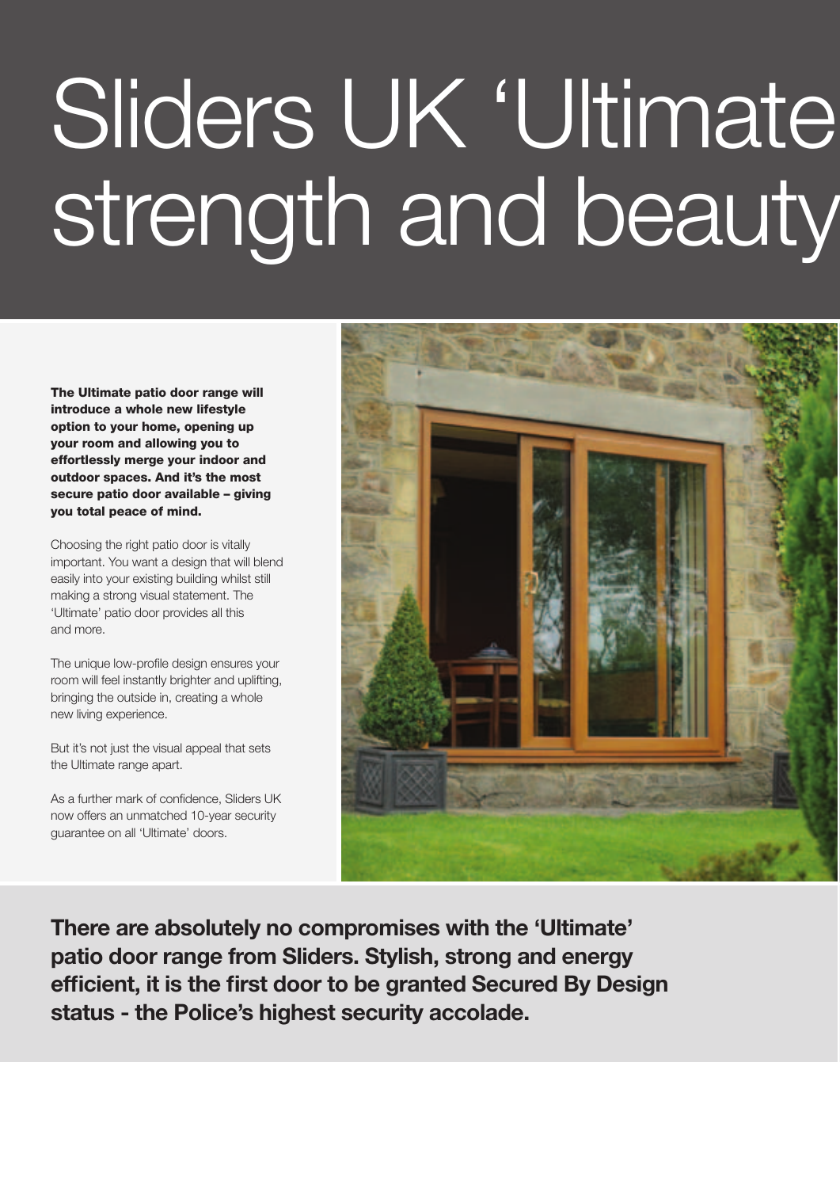# Sliders UK 'Ultimate strength and beauty

**The Ultimate patio door range will introduce a whole new lifestyle option to your home, opening up your room and allowing you to effortlessly merge your indoor and outdoor spaces. And it's the most secure patio door available – giving you total peace of mind.**

Choosing the right patio door is vitally important. You want a design that will blend easily into your existing building whilst still making a strong visual statement. The 'Ultimate' patio door provides all this and more.

The unique low-profile design ensures your room will feel instantly brighter and uplifting, bringing the outside in, creating a whole new living experience.

But it's not just the visual appeal that sets the Ultimate range apart.

As a further mark of confidence, Sliders UK now offers an unmatched 10-year security guarantee on all 'Ultimate' doors.

**There are absolutely no compromises with the 'Ultimate' patio door range from Sliders. Stylish, strong and energy efficient, it is the first door to be granted Secured By Design status - the Police's highest security accolade.**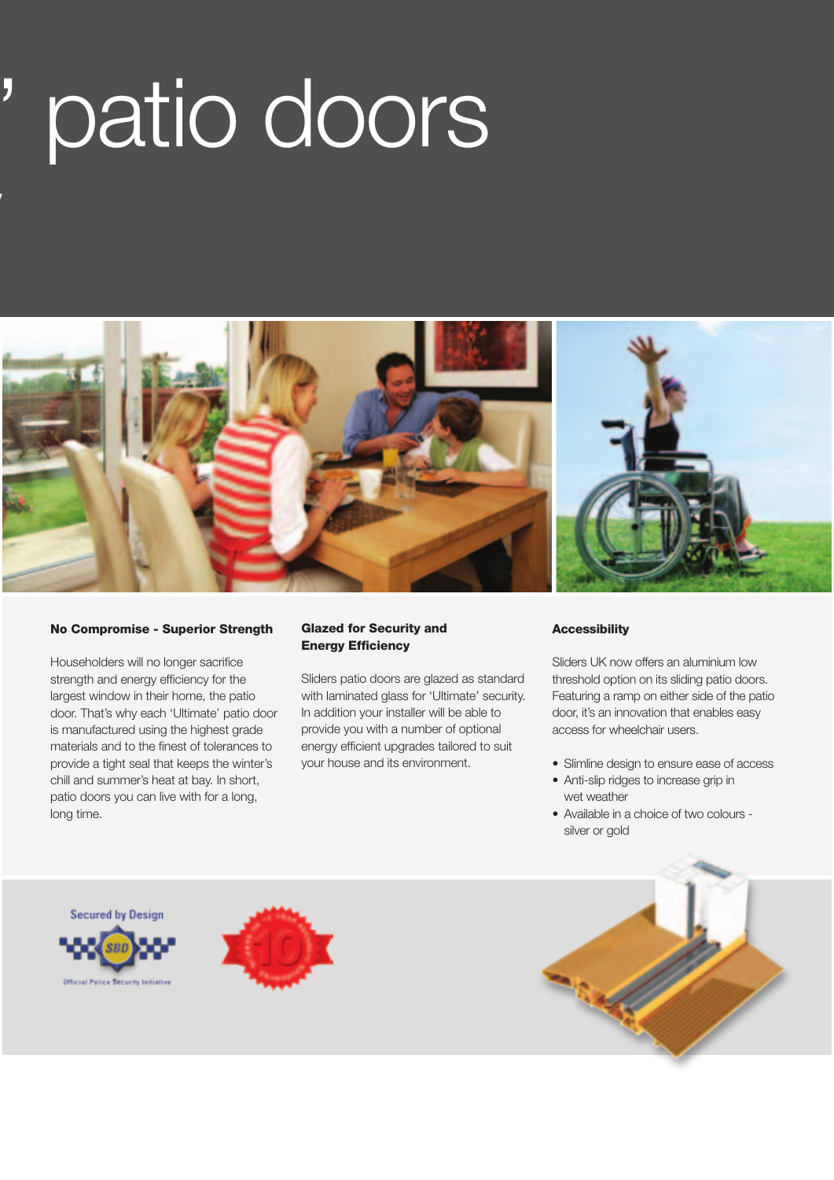# ’ patio doors

### No Compromise - Superior Strength

Householders will no longer sacrifice strength and energy efficiency for the largest window in their home, the patio door. That’s why each ‘Ultimate’ patio door is manufactured using the highest grade materials and to the finest of tolerances to provide a tight seal that keeps the winter’s chill and summer’s heat at bay. In short, patio doors you can live with for a long, long time.

### Glazed for Security and Energy Efficiency

Sliders patio doors are glazed as standard with laminated glass for ‘Ultimate’ security. In addition your installer will be able to provide you with a number of optional energy efficient upgrades tailored to suit your house and its environment.

### Accessibility

Sliders UK now offers an aluminium low threshold option on its sliding patio doors. Featuring a ramp on either side of the patio door, it’s an innovation that enables easy access for wheelchair users.

- Slimline design to ensure ease of access
- Anti-slip ridges to increase grip in wet weather
- Available in a choice of two colours - silver or gold

Secured by Design

Official Police Security Initiative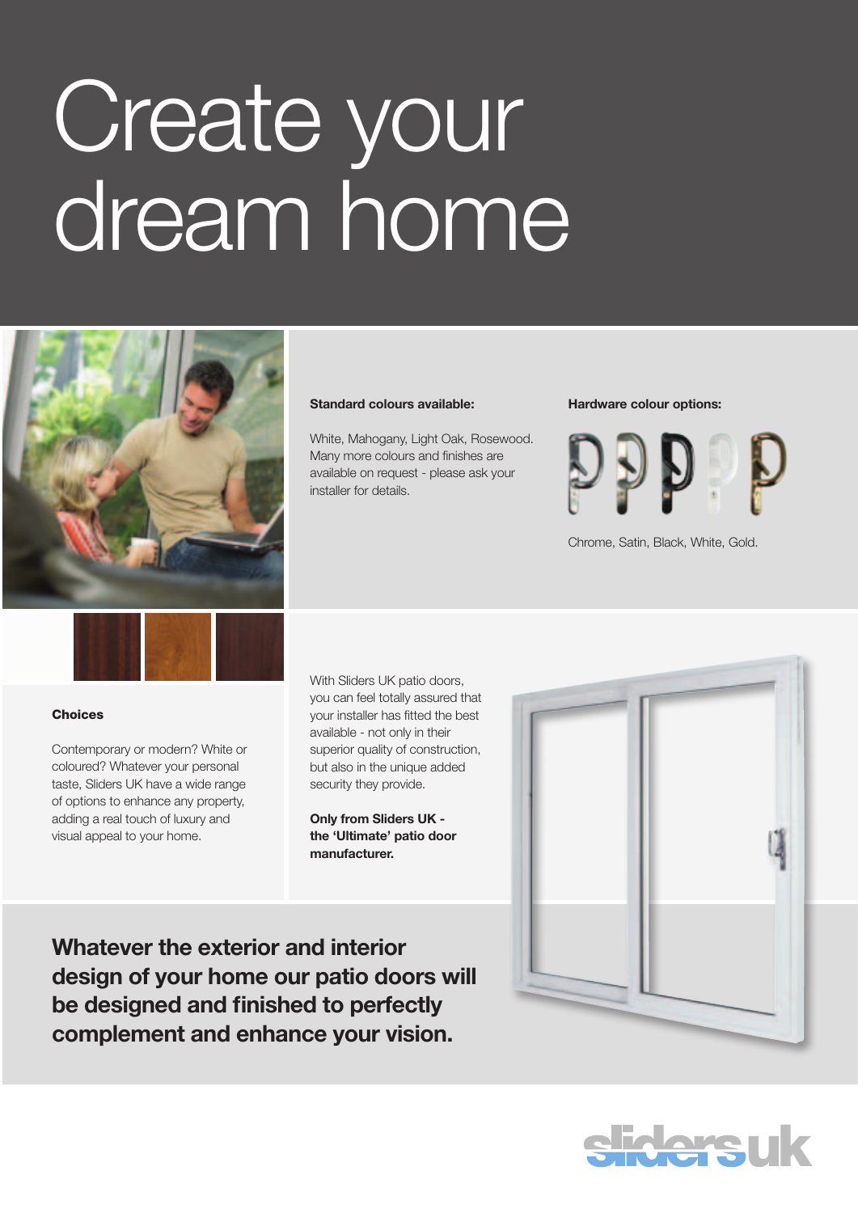# Create your dream home

**Standard colours available:**

White, Mahogany, Light Oak, Rosewood. Many more colours and finishes are available on request - please ask your installer for details.

**Hardware colour options:**

Chrome, Satin, Black, White, Gold.

**Choices**

Contemporary or modern? White or coloured? Whatever your personal taste, Sliders UK have a wide range of options to enhance any property, adding a real touch of luxury and visual appeal to your home.

With Sliders UK patio doors, you can feel totally assured that your installer has fitted the best available - not only in their superior quality of construction, but also in the unique added security they provide.

**Only from Sliders UK - the 'Ultimate' patio door manufacturer.**

**Whatever the exterior and interior design of your home our patio doors will be designed and finished to perfectly complement and enhance your vision.**

slidersuk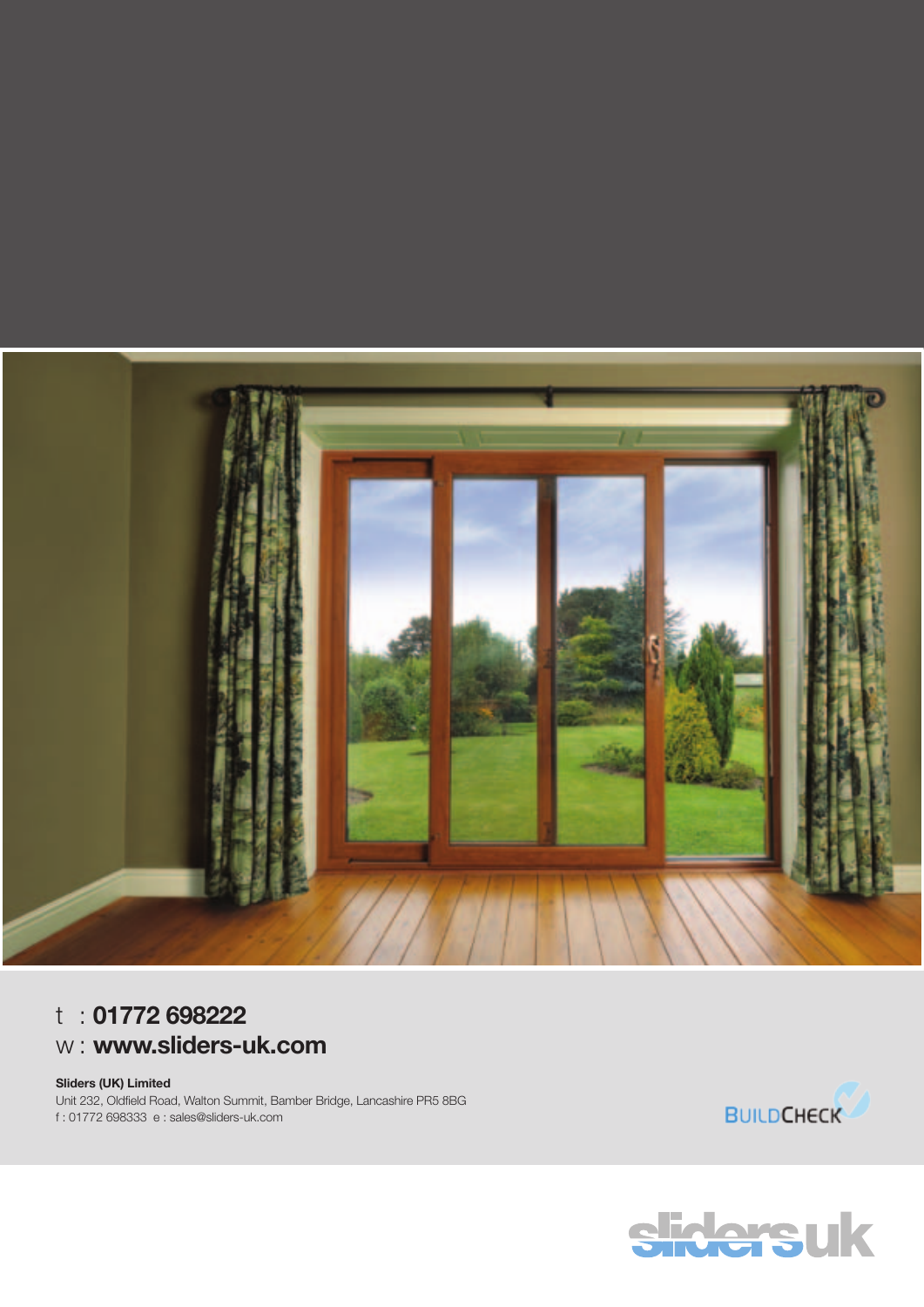t : **01772 698222**

w : **www.sliders-uk.com**

**Sliders (UK) Limited**

Unit 232, Oldfield Road, Walton Summit, Bamber Bridge, Lancashire PR5 8BG

f : 01772 698333 e : sales@sliders-uk.com

BUILDCHECK

slidersuk